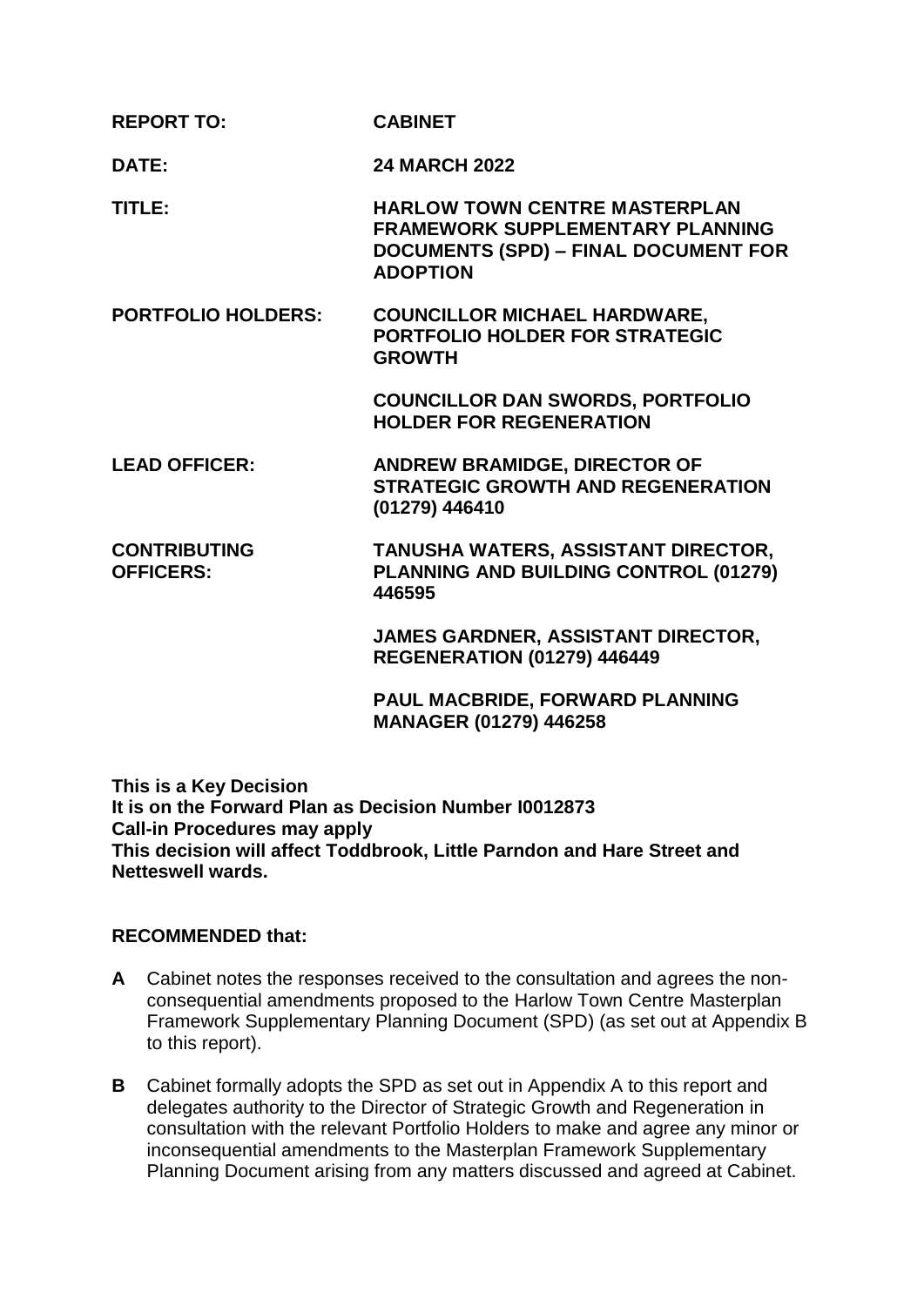| | |
|---|---|
| **REPORT TO:** | **CABINET** |
| **DATE:** | **24 MARCH 2022** |
| **TITLE:** | **HARLOW TOWN CENTRE MASTERPLAN FRAMEWORK SUPPLEMENTARY PLANNING DOCUMENTS (SPD) – FINAL DOCUMENT FOR ADOPTION** |
| **PORTFOLIO HOLDERS:** | **COUNCILLOR MICHAEL HARDWARE, PORTFOLIO HOLDER FOR STRATEGIC GROWTH** |
| | **COUNCILLOR DAN SWORDS, PORTFOLIO HOLDER FOR REGENERATION** |
| **LEAD OFFICER:** | **ANDREW BRAMIDGE, DIRECTOR OF STRATEGIC GROWTH AND REGENERATION (01279) 446410** |
| **CONTRIBUTING OFFICERS:** | **TANUSHA WATERS, ASSISTANT DIRECTOR, PLANNING AND BUILDING CONTROL (01279) 446595** |
| | **JAMES GARDNER, ASSISTANT DIRECTOR, REGENERATION (01279) 446449** |
| | **PAUL MACBRIDE, FORWARD PLANNING MANAGER (01279) 446258** |

**This is a Key Decision**
**It is on the Forward Plan as Decision Number I0012873**
**Call-in Procedures may apply**
**This decision will affect Toddbrook, Little Parndon and Hare Street and Netteswell wards.**

**RECOMMENDED that:**

**A** Cabinet notes the responses received to the consultation and agrees the non-consequential amendments proposed to the Harlow Town Centre Masterplan Framework Supplementary Planning Document (SPD) (as set out at Appendix B to this report).

**B** Cabinet formally adopts the SPD as set out in Appendix A to this report and delegates authority to the Director of Strategic Growth and Regeneration in consultation with the relevant Portfolio Holders to make and agree any minor or inconsequential amendments to the Masterplan Framework Supplementary Planning Document arising from any matters discussed and agreed at Cabinet.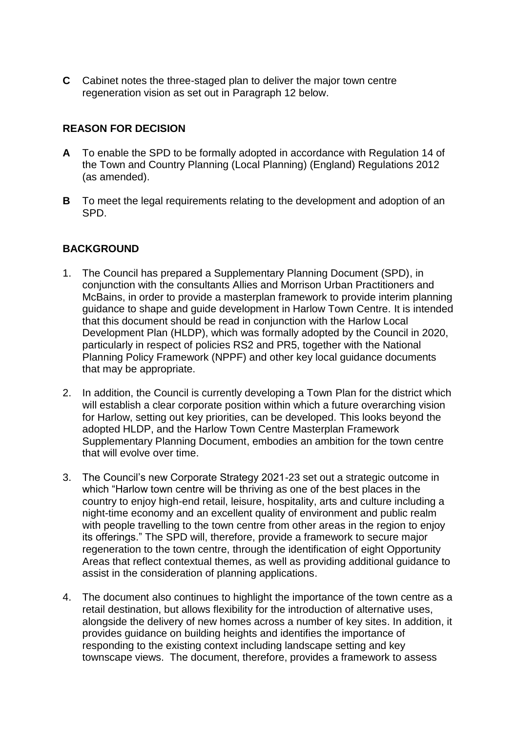**C** Cabinet notes the three-staged plan to deliver the major town centre regeneration vision as set out in Paragraph 12 below.

## REASON FOR DECISION

**A** To enable the SPD to be formally adopted in accordance with Regulation 14 of the Town and Country Planning (Local Planning) (England) Regulations 2012 (as amended).

**B** To meet the legal requirements relating to the development and adoption of an SPD.

## BACKGROUND

1. The Council has prepared a Supplementary Planning Document (SPD), in conjunction with the consultants Allies and Morrison Urban Practitioners and McBains, in order to provide a masterplan framework to provide interim planning guidance to shape and guide development in Harlow Town Centre. It is intended that this document should be read in conjunction with the Harlow Local Development Plan (HLDP), which was formally adopted by the Council in 2020, particularly in respect of policies RS2 and PR5, together with the National Planning Policy Framework (NPPF) and other key local guidance documents that may be appropriate.

2. In addition, the Council is currently developing a Town Plan for the district which will establish a clear corporate position within which a future overarching vision for Harlow, setting out key priorities, can be developed. This looks beyond the adopted HLDP, and the Harlow Town Centre Masterplan Framework Supplementary Planning Document, embodies an ambition for the town centre that will evolve over time.

3. The Council's new Corporate Strategy 2021-23 set out a strategic outcome in which "Harlow town centre will be thriving as one of the best places in the country to enjoy high-end retail, leisure, hospitality, arts and culture including a night-time economy and an excellent quality of environment and public realm with people travelling to the town centre from other areas in the region to enjoy its offerings." The SPD will, therefore, provide a framework to secure major regeneration to the town centre, through the identification of eight Opportunity Areas that reflect contextual themes, as well as providing additional guidance to assist in the consideration of planning applications.

4. The document also continues to highlight the importance of the town centre as a retail destination, but allows flexibility for the introduction of alternative uses, alongside the delivery of new homes across a number of key sites. In addition, it provides guidance on building heights and identifies the importance of responding to the existing context including landscape setting and key townscape views. The document, therefore, provides a framework to assess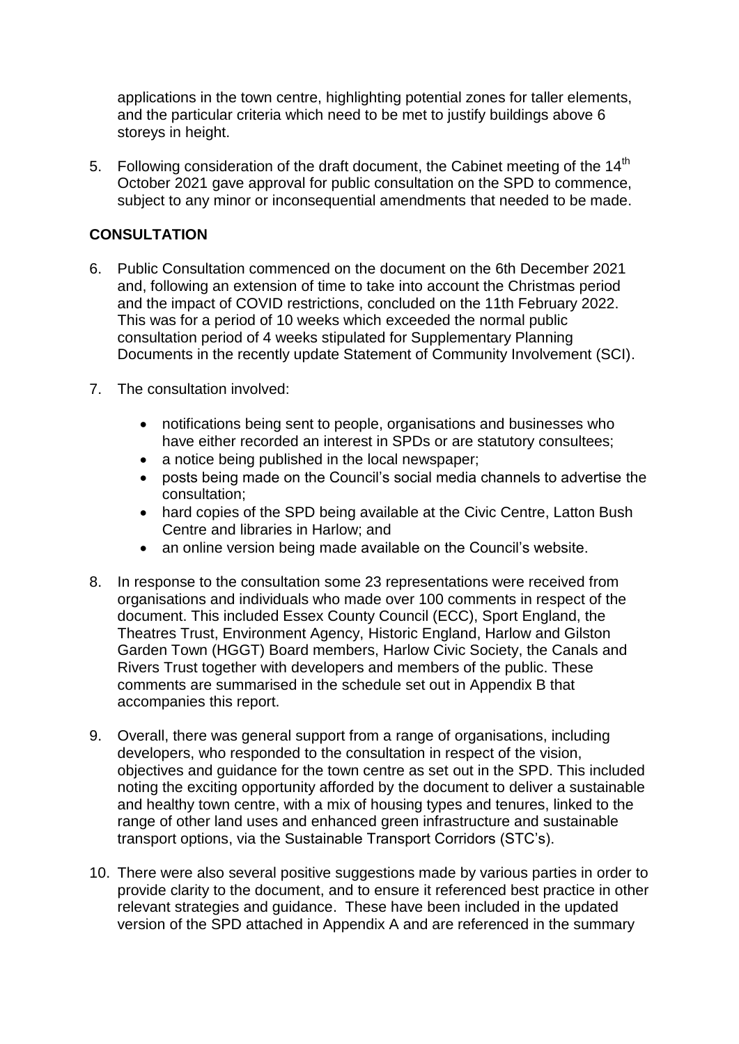applications in the town centre, highlighting potential zones for taller elements, and the particular criteria which need to be met to justify buildings above 6 storeys in height.

5. Following consideration of the draft document, the Cabinet meeting of the 14th October 2021 gave approval for public consultation on the SPD to commence, subject to any minor or inconsequential amendments that needed to be made.

**CONSULTATION**

6. Public Consultation commenced on the document on the 6th December 2021 and, following an extension of time to take into account the Christmas period and the impact of COVID restrictions, concluded on the 11th February 2022. This was for a period of 10 weeks which exceeded the normal public consultation period of 4 weeks stipulated for Supplementary Planning Documents in the recently update Statement of Community Involvement (SCI).

7. The consultation involved:

   - notifications being sent to people, organisations and businesses who have either recorded an interest in SPDs or are statutory consultees;
   - a notice being published in the local newspaper;
   - posts being made on the Council's social media channels to advertise the consultation;
   - hard copies of the SPD being available at the Civic Centre, Latton Bush Centre and libraries in Harlow; and
   - an online version being made available on the Council's website.

8. In response to the consultation some 23 representations were received from organisations and individuals who made over 100 comments in respect of the document. This included Essex County Council (ECC), Sport England, the Theatres Trust, Environment Agency, Historic England, Harlow and Gilston Garden Town (HGGT) Board members, Harlow Civic Society, the Canals and Rivers Trust together with developers and members of the public. These comments are summarised in the schedule set out in Appendix B that accompanies this report.

9. Overall, there was general support from a range of organisations, including developers, who responded to the consultation in respect of the vision, objectives and guidance for the town centre as set out in the SPD. This included noting the exciting opportunity afforded by the document to deliver a sustainable and healthy town centre, with a mix of housing types and tenures, linked to the range of other land uses and enhanced green infrastructure and sustainable transport options, via the Sustainable Transport Corridors (STC's).

10. There were also several positive suggestions made by various parties in order to provide clarity to the document, and to ensure it referenced best practice in other relevant strategies and guidance. These have been included in the updated version of the SPD attached in Appendix A and are referenced in the summary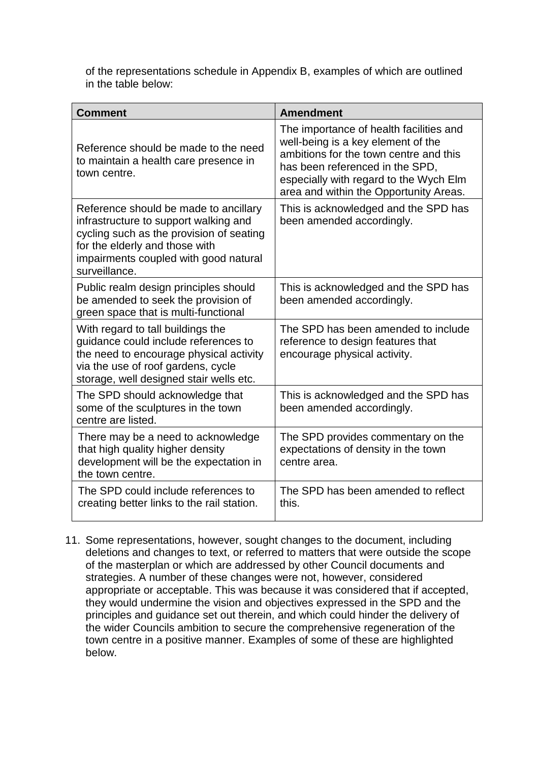of the representations schedule in Appendix B, examples of which are outlined in the table below:

| Comment | Amendment |
| --- | --- |
| Reference should be made to the need to maintain a health care presence in town centre. | The importance of health facilities and well-being is a key element of the ambitions for the town centre and this has been referenced in the SPD, especially with regard to the Wych Elm area and within the Opportunity Areas. |
| Reference should be made to ancillary infrastructure to support walking and cycling such as the provision of seating for the elderly and those with impairments coupled with good natural surveillance. | This is acknowledged and the SPD has been amended accordingly. |
| Public realm design principles should be amended to seek the provision of green space that is multi-functional | This is acknowledged and the SPD has been amended accordingly. |
| With regard to tall buildings the guidance could include references to the need to encourage physical activity via the use of roof gardens, cycle storage, well designed stair wells etc. | The SPD has been amended to include reference to design features that encourage physical activity. |
| The SPD should acknowledge that some of the sculptures in the town centre are listed. | This is acknowledged and the SPD has been amended accordingly. |
| There may be a need to acknowledge that high quality higher density development will be the expectation in the town centre. | The SPD provides commentary on the expectations of density in the town centre area. |
| The SPD could include references to creating better links to the rail station. | The SPD has been amended to reflect this. |

11. Some representations, however, sought changes to the document, including deletions and changes to text, or referred to matters that were outside the scope of the masterplan or which are addressed by other Council documents and strategies. A number of these changes were not, however, considered appropriate or acceptable. This was because it was considered that if accepted, they would undermine the vision and objectives expressed in the SPD and the principles and guidance set out therein, and which could hinder the delivery of the wider Councils ambition to secure the comprehensive regeneration of the town centre in a positive manner. Examples of some of these are highlighted below.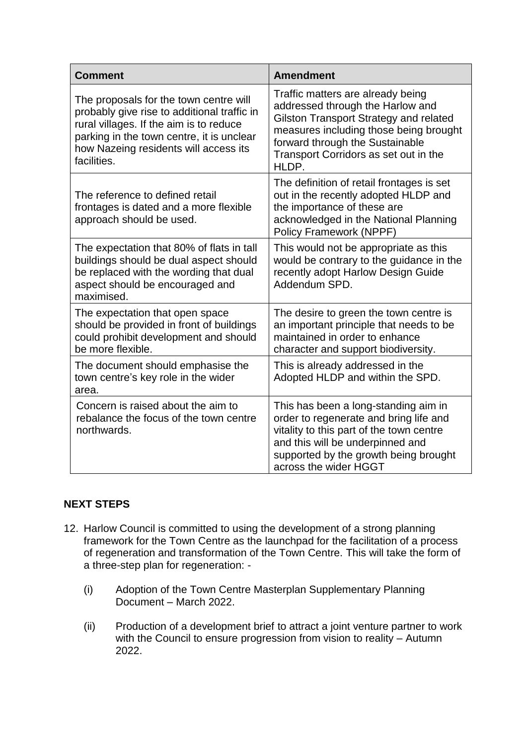| Comment | Amendment |
|---|---|
| The proposals for the town centre will probably give rise to additional traffic in rural villages. If the aim is to reduce parking in the town centre, it is unclear how Nazeing residents will access its facilities. | Traffic matters are already being addressed through the Harlow and Gilston Transport Strategy and related measures including those being brought forward through the Sustainable Transport Corridors as set out in the HLDP. |
| The reference to defined retail frontages is dated and a more flexible approach should be used. | The definition of retail frontages is set out in the recently adopted HLDP and the importance of these are acknowledged in the National Planning Policy Framework (NPPF) |
| The expectation that 80% of flats in tall buildings should be dual aspect should be replaced with the wording that dual aspect should be encouraged and maximised. | This would not be appropriate as this would be contrary to the guidance in the recently adopt Harlow Design Guide Addendum SPD. |
| The expectation that open space should be provided in front of buildings could prohibit development and should be more flexible. | The desire to green the town centre is an important principle that needs to be maintained in order to enhance character and support biodiversity. |
| The document should emphasise the town centre's key role in the wider area. | This is already addressed in the Adopted HLDP and within the SPD. |
| Concern is raised about the aim to rebalance the focus of the town centre northwards. | This has been a long-standing aim in order to regenerate and bring life and vitality to this part of the town centre and this will be underpinned and supported by the growth being brought across the wider HGGT |

## NEXT STEPS

12. Harlow Council is committed to using the development of a strong planning framework for the Town Centre as the launchpad for the facilitation of a process of regeneration and transformation of the Town Centre. This will take the form of a three-step plan for regeneration: -

    (i) Adoption of the Town Centre Masterplan Supplementary Planning Document – March 2022.

    (ii) Production of a development brief to attract a joint venture partner to work with the Council to ensure progression from vision to reality – Autumn 2022.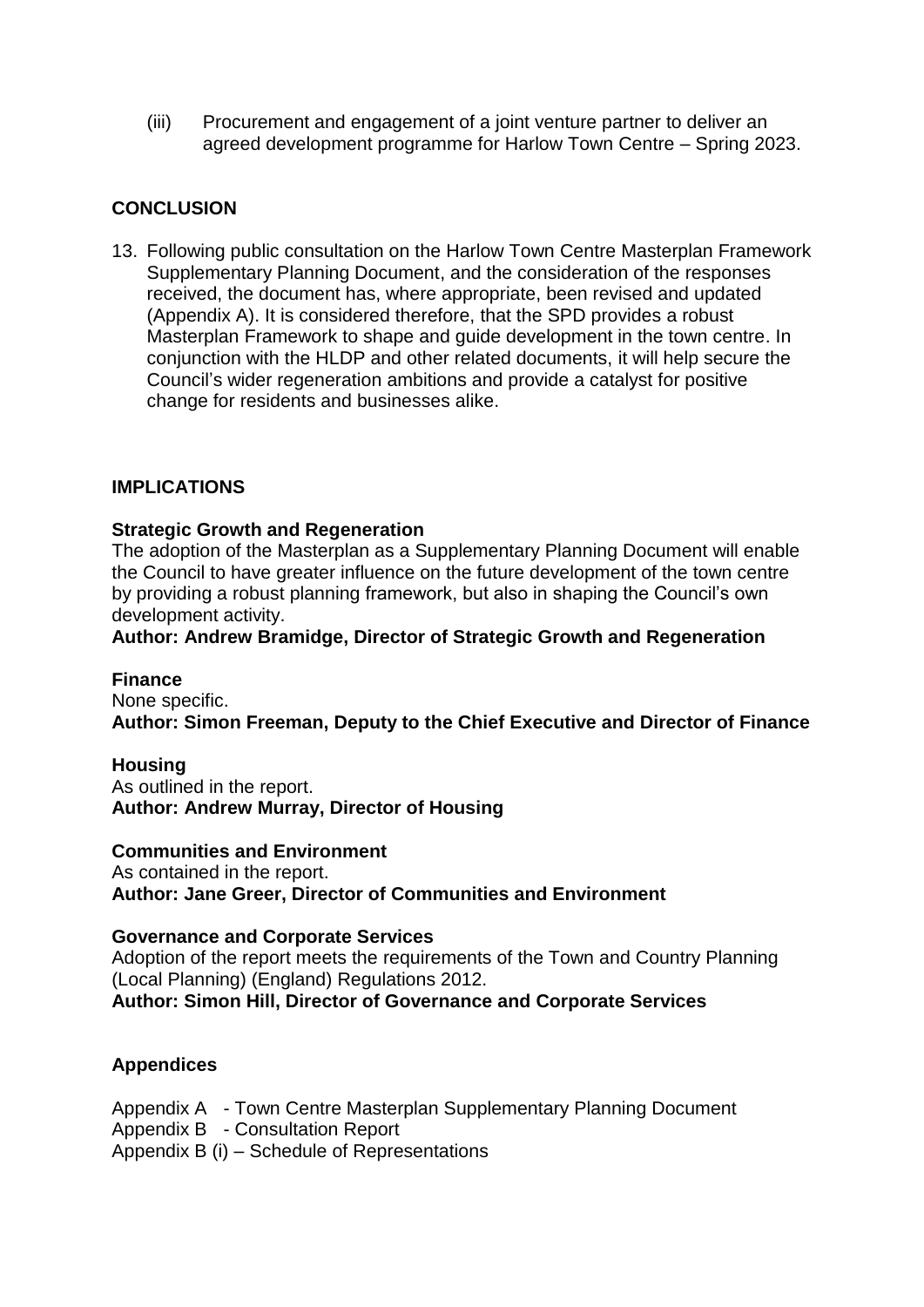(iii) Procurement and engagement of a joint venture partner to deliver an agreed development programme for Harlow Town Centre – Spring 2023.

## CONCLUSION

13. Following public consultation on the Harlow Town Centre Masterplan Framework Supplementary Planning Document, and the consideration of the responses received, the document has, where appropriate, been revised and updated (Appendix A). It is considered therefore, that the SPD provides a robust Masterplan Framework to shape and guide development in the town centre. In conjunction with the HLDP and other related documents, it will help secure the Council's wider regeneration ambitions and provide a catalyst for positive change for residents and businesses alike.

## IMPLICATIONS

**Strategic Growth and Regeneration**
The adoption of the Masterplan as a Supplementary Planning Document will enable the Council to have greater influence on the future development of the town centre by providing a robust planning framework, but also in shaping the Council's own development activity.
**Author: Andrew Bramidge, Director of Strategic Growth and Regeneration**

**Finance**
None specific.
**Author: Simon Freeman, Deputy to the Chief Executive and Director of Finance**

**Housing**
As outlined in the report.
**Author: Andrew Murray, Director of Housing**

**Communities and Environment**
As contained in the report.
**Author: Jane Greer, Director of Communities and Environment**

**Governance and Corporate Services**
Adoption of the report meets the requirements of the Town and Country Planning (Local Planning) (England) Regulations 2012.
**Author: Simon Hill, Director of Governance and Corporate Services**

**Appendices**

Appendix A - Town Centre Masterplan Supplementary Planning Document
Appendix B - Consultation Report
Appendix B (i) – Schedule of Representations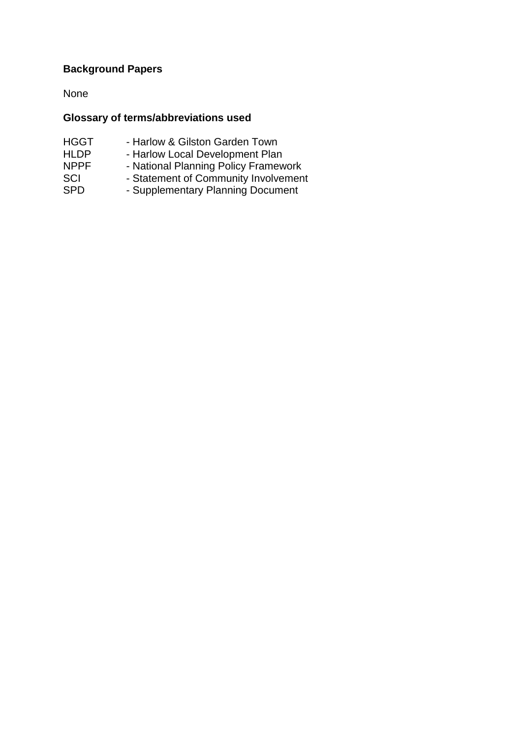**Background Papers**

None

**Glossary of terms/abbreviations used**

HGGT - Harlow & Gilston Garden Town
HLDP - Harlow Local Development Plan
NPPF - National Planning Policy Framework
SCI - Statement of Community Involvement
SPD - Supplementary Planning Document